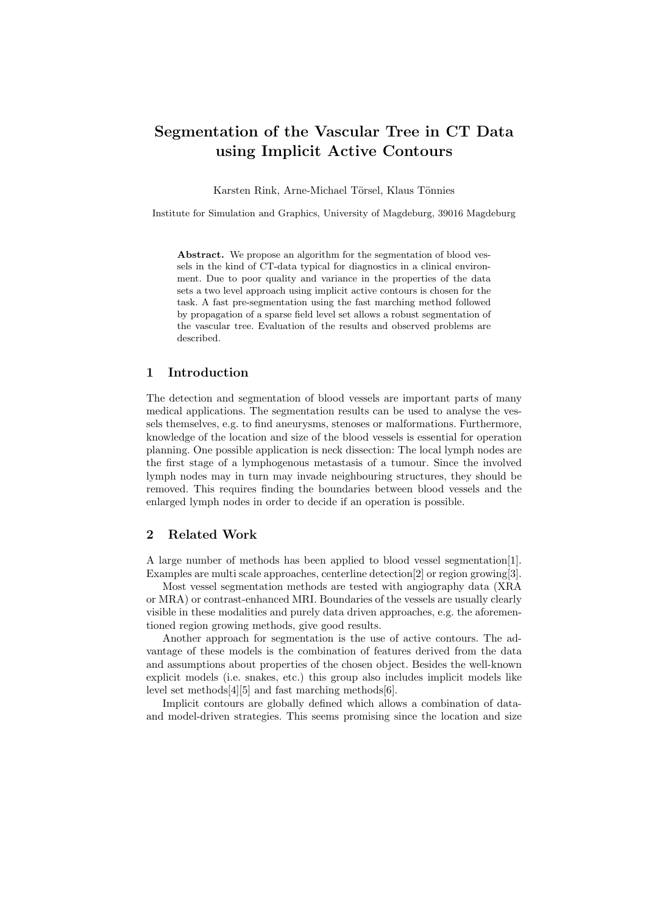# Segmentation of the Vascular Tree in CT Data using Implicit Active Contours

Karsten Rink, Arne-Michael Törsel, Klaus Tönnies

Institute for Simulation and Graphics, University of Magdeburg, 39016 Magdeburg

**Abstract.** We propose an algorithm for the segmentation of blood vessels in the kind of CT-data typical for diagnostics in a clinical environment. Due to poor quality and variance in the properties of the data sets a two level approach using implicit active contours is chosen for the task. A fast pre-segmentation using the fast marching method followed by propagation of a sparse field level set allows a robust segmentation of the vascular tree. Evaluation of the results and observed problems are described.

## 1 Introduction

The detection and segmentation of blood vessels are important parts of many medical applications. The segmentation results can be used to analyse the vessels themselves, e.g. to find aneurysms, stenoses or malformations. Furthermore, knowledge of the location and size of the blood vessels is essential for operation planning. One possible application is neck dissection: The local lymph nodes are the first stage of a lymphogenous metastasis of a tumour. Since the involved lymph nodes may in turn may invade neighbouring structures, they should be removed. This requires finding the boundaries between blood vessels and the enlarged lymph nodes in order to decide if an operation is possible.

## 2 Related Work

A large number of methods has been applied to blood vessel segmentation[1]. Examples are multi scale approaches, centerline detection[2] or region growing[3].

Most vessel segmentation methods are tested with angiography data (XRA or MRA) or contrast-enhanced MRI. Boundaries of the vessels are usually clearly visible in these modalities and purely data driven approaches, e.g. the aforementioned region growing methods, give good results.

Another approach for segmentation is the use of active contours. The advantage of these models is the combination of features derived from the data and assumptions about properties of the chosen object. Besides the well-known explicit models (i.e. snakes, etc.) this group also includes implicit models like level set methods[4][5] and fast marching methods[6].

Implicit contours are globally defined which allows a combination of data- and model-driven strategies. This seems promising since the location and size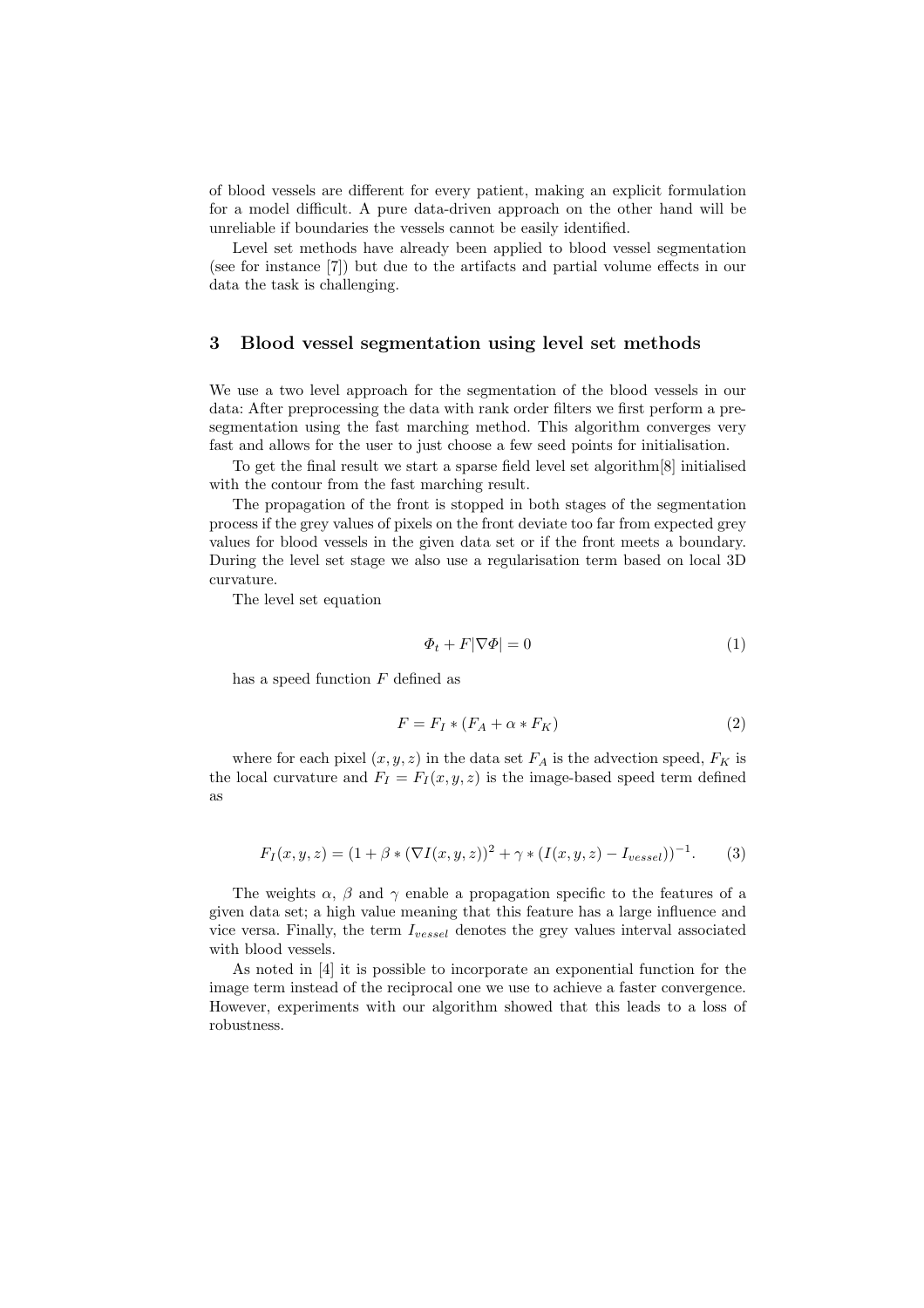of blood vessels are different for every patient, making an explicit formulation for a model difficult. A pure data-driven approach on the other hand will be unreliable if boundaries the vessels cannot be easily identified.

Level set methods have already been applied to blood vessel segmentation (see for instance [7]) but due to the artifacts and partial volume effects in our data the task is challenging.

## 3 Blood vessel segmentation using level set methods

We use a two level approach for the segmentation of the blood vessels in our data: After preprocessing the data with rank order filters we first perform a pre-segmentation using the fast marching method. This algorithm converges very fast and allows for the user to just choose a few seed points for initialisation.

To get the final result we start a sparse field level set algorithm[8] initialised with the contour from the fast marching result.

The propagation of the front is stopped in both stages of the segmentation process if the grey values of pixels on the front deviate too far from expected grey values for blood vessels in the given data set or if the front meets a boundary. During the level set stage we also use a regularisation term based on local 3D curvature.

The level set equation

$$\Phi_t + F|\nabla\Phi| = 0 \tag{1}$$

has a speed function $F$ defined as

$$F = F_I * (F_A + \alpha * F_K) \tag{2}$$

where for each pixel $(x, y, z)$ in the data set $F_A$ is the advection speed, $F_K$ is the local curvature and $F_I = F_I(x, y, z)$ is the image-based speed term defined as

$$F_I(x, y, z) = (1 + \beta * (\nabla I(x, y, z))^2 + \gamma * (I(x, y, z) - I_{vessel}))^{-1}. \tag{3}$$

The weights $\alpha$, $\beta$ and $\gamma$ enable a propagation specific to the features of a given data set; a high value meaning that this feature has a large influence and vice versa. Finally, the term $I_{vessel}$ denotes the grey values interval associated with blood vessels.

As noted in [4] it is possible to incorporate an exponential function for the image term instead of the reciprocal one we use to achieve a faster convergence. However, experiments with our algorithm showed that this leads to a loss of robustness.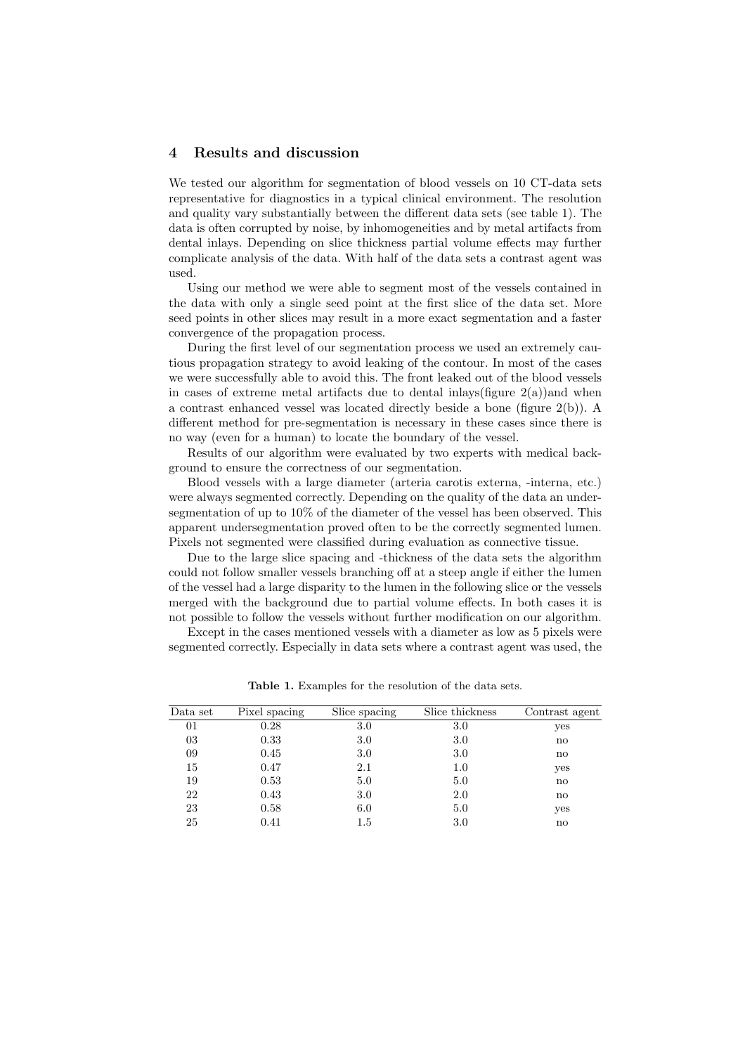## 4 Results and discussion

We tested our algorithm for segmentation of blood vessels on 10 CT-data sets representative for diagnostics in a typical clinical environment. The resolution and quality vary substantially between the different data sets (see table 1). The data is often corrupted by noise, by inhomogeneities and by metal artifacts from dental inlays. Depending on slice thickness partial volume effects may further complicate analysis of the data. With half of the data sets a contrast agent was used.

Using our method we were able to segment most of the vessels contained in the data with only a single seed point at the first slice of the data set. More seed points in other slices may result in a more exact segmentation and a faster convergence of the propagation process.

During the first level of our segmentation process we used an extremely cautious propagation strategy to avoid leaking of the contour. In most of the cases we were successfully able to avoid this. The front leaked out of the blood vessels in cases of extreme metal artifacts due to dental inlays(figure 2(a))and when a contrast enhanced vessel was located directly beside a bone (figure 2(b)). A different method for pre-segmentation is necessary in these cases since there is no way (even for a human) to locate the boundary of the vessel.

Results of our algorithm were evaluated by two experts with medical background to ensure the correctness of our segmentation.

Blood vessels with a large diameter (arteria carotis externa, -interna, etc.) were always segmented correctly. Depending on the quality of the data an undersegmentation of up to 10% of the diameter of the vessel has been observed. This apparent undersegmentation proved often to be the correctly segmented lumen. Pixels not segmented were classified during evaluation as connective tissue.

Due to the large slice spacing and -thickness of the data sets the algorithm could not follow smaller vessels branching off at a steep angle if either the lumen of the vessel had a large disparity to the lumen in the following slice or the vessels merged with the background due to partial volume effects. In both cases it is not possible to follow the vessels without further modification on our algorithm.

Except in the cases mentioned vessels with a diameter as low as 5 pixels were segmented correctly. Especially in data sets where a contrast agent was used, the

**Table 1.** Examples for the resolution of the data sets.

| Data set | Pixel spacing | Slice spacing | Slice thickness | Contrast agent |
|---|---|---|---|---|
| 01 | 0.28 | 3.0 | 3.0 | yes |
| 03 | 0.33 | 3.0 | 3.0 | no |
| 09 | 0.45 | 3.0 | 3.0 | no |
| 15 | 0.47 | 2.1 | 1.0 | yes |
| 19 | 0.53 | 5.0 | 5.0 | no |
| 22 | 0.43 | 3.0 | 2.0 | no |
| 23 | 0.58 | 6.0 | 5.0 | yes |
| 25 | 0.41 | 1.5 | 3.0 | no |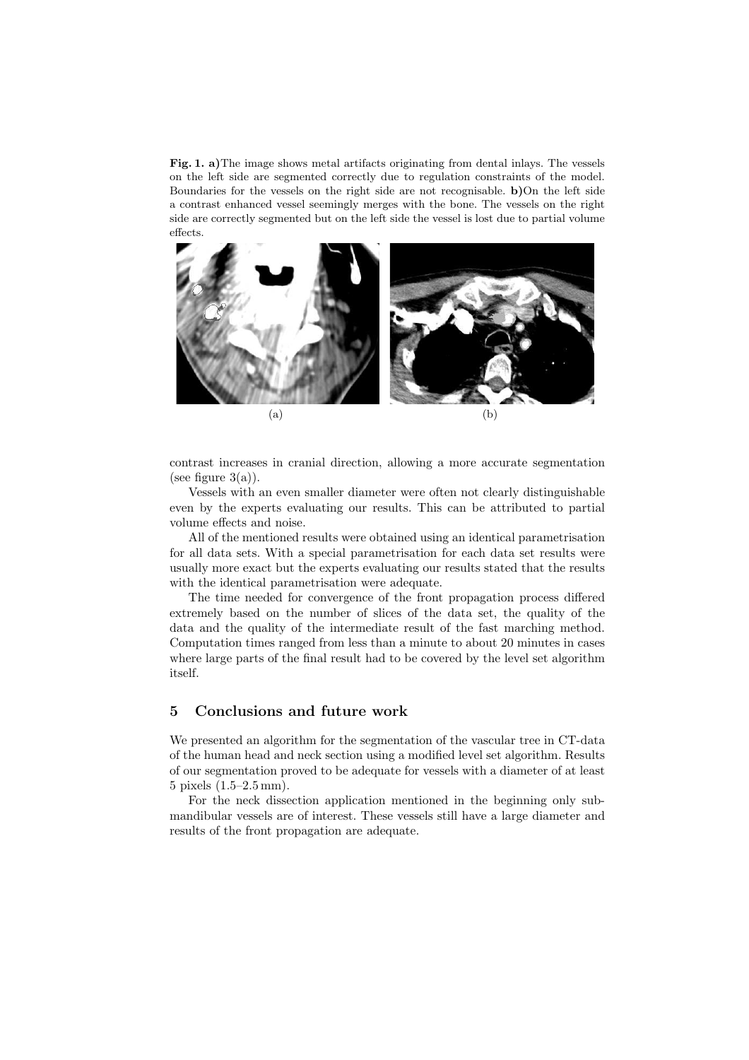**Fig. 1. a)** The image shows metal artifacts originating from dental inlays. The vessels on the left side are segmented correctly due to regulation constraints of the model. Boundaries for the vessels on the right side are not recognisable. **b)** On the left side a contrast enhanced vessel seemingly merges with the bone. The vessels on the right side are correctly segmented but on the left side the vessel is lost due to partial volume effects.

(a) (b)

contrast increases in cranial direction, allowing a more accurate segmentation (see figure 3(a)).

Vessels with an even smaller diameter were often not clearly distinguishable even by the experts evaluating our results. This can be attributed to partial volume effects and noise.

All of the mentioned results were obtained using an identical parametrisation for all data sets. With a special parametrisation for each data set results were usually more exact but the experts evaluating our results stated that the results with the identical parametrisation were adequate.

The time needed for convergence of the front propagation process differed extremely based on the number of slices of the data set, the quality of the data and the quality of the intermediate result of the fast marching method. Computation times ranged from less than a minute to about 20 minutes in cases where large parts of the final result had to be covered by the level set algorithm itself.

## 5 Conclusions and future work

We presented an algorithm for the segmentation of the vascular tree in CT-data of the human head and neck section using a modified level set algorithm. Results of our segmentation proved to be adequate for vessels with a diameter of at least 5 pixels (1.5–2.5 mm).

For the neck dissection application mentioned in the beginning only submandibular vessels are of interest. These vessels still have a large diameter and results of the front propagation are adequate.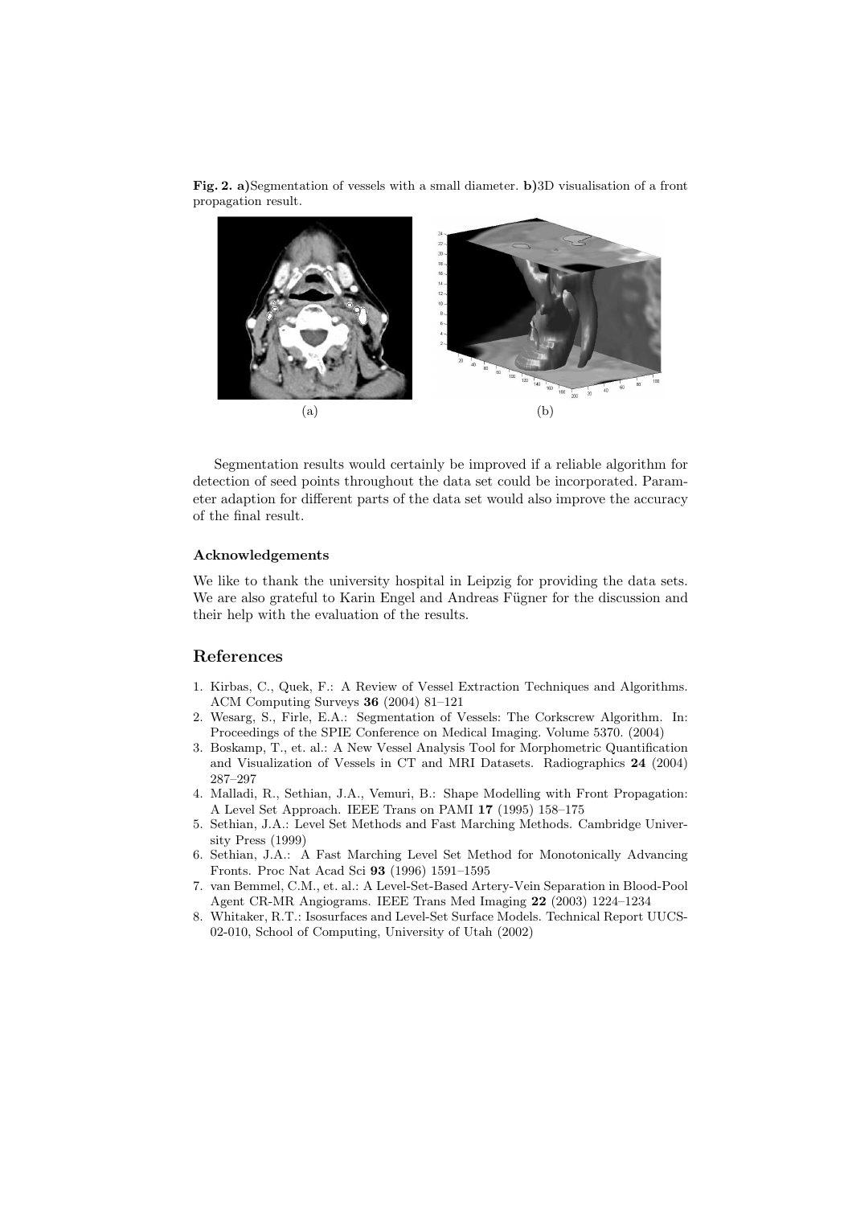**Fig. 2. a)**Segmentation of vessels with a small diameter. **b)**3D visualisation of a front propagation result.

(a)

(b)

Segmentation results would certainly be improved if a reliable algorithm for detection of seed points throughout the data set could be incorporated. Parameter adaption for different parts of the data set would also improve the accuracy of the final result.

### Acknowledgements

We like to thank the university hospital in Leipzig for providing the data sets. We are also grateful to Karin Engel and Andreas Fügner for the discussion and their help with the evaluation of the results.

## References

1. Kirbas, C., Quek, F.: A Review of Vessel Extraction Techniques and Algorithms. ACM Computing Surveys **36** (2004) 81–121
2. Wesarg, S., Firle, E.A.: Segmentation of Vessels: The Corkscrew Algorithm. In: Proceedings of the SPIE Conference on Medical Imaging. Volume 5370. (2004)
3. Boskamp, T., et. al.: A New Vessel Analysis Tool for Morphometric Quantification and Visualization of Vessels in CT and MRI Datasets. Radiographics **24** (2004) 287–297
4. Malladi, R., Sethian, J.A., Vemuri, B.: Shape Modelling with Front Propagation: A Level Set Approach. IEEE Trans on PAMI **17** (1995) 158–175
5. Sethian, J.A.: Level Set Methods and Fast Marching Methods. Cambridge University Press (1999)
6. Sethian, J.A.: A Fast Marching Level Set Method for Monotonically Advancing Fronts. Proc Nat Acad Sci **93** (1996) 1591–1595
7. van Bemmel, C.M., et. al.: A Level-Set-Based Artery-Vein Separation in Blood-Pool Agent CR-MR Angiograms. IEEE Trans Med Imaging **22** (2003) 1224–1234
8. Whitaker, R.T.: Isosurfaces and Level-Set Surface Models. Technical Report UUCS-02-010, School of Computing, University of Utah (2002)